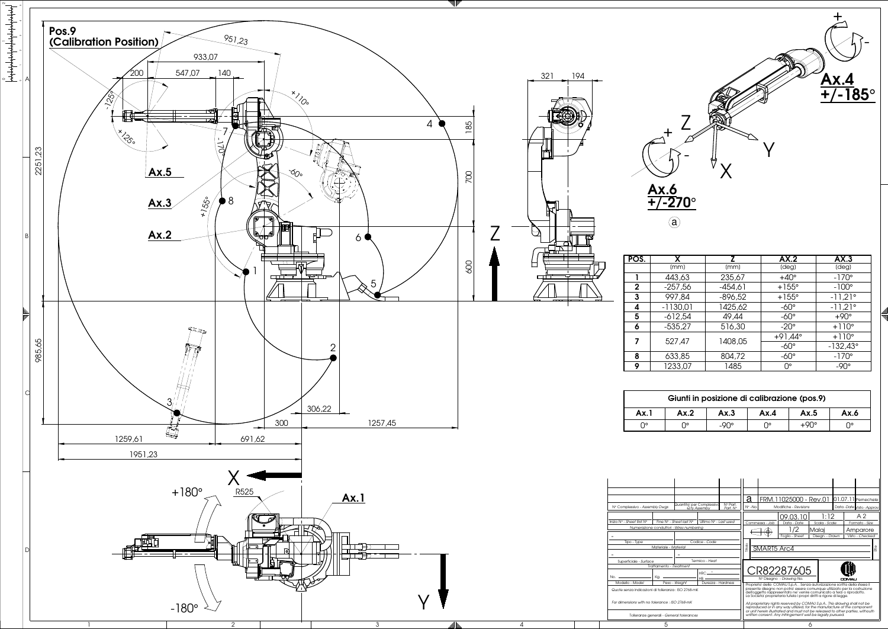## Pos.9 (Calibration Position)

Ax.5

Ax.3

Ax.2

Ax.1

Ax.4 +/-185°

Ax.6 +/-270°

| POS. | X (mm) | Z (mm) | AX.2 (deg) | AX.3 (deg) |
|---|---|---|---|---|
| 1 | 443,63 | 235,67 | +40° | -170° |
| 2 | -257,56 | -454,61 | +155° | -100° |
| 3 | 997,84 | -896,52 | +155° | -11,21° |
| 4 | -1130,01 | 1425,62 | -60° | -11,21° |
| 5 | -612,54 | 49,44 | -60° | +90° |
| 6 | -535,27 | 516,30 | -20° | +110° |
| 7 | 527,47 | 1408,05 | +91,44° | +110° |
|  |  |  | -60° | -132,43° |
| 8 | 633,85 | 804,72 | -60° | -170° |
| 9 | 1233,07 | 1485 | 0° | -90° |

| Giunti in posizione di calibrazione (pos.9) | | | | | |
|---|---|---|---|---|---|
| Ax.1 | Ax.2 | Ax.3 | Ax.4 | Ax.5 | Ax.6 |
| 0° | 0° | -90° | 0° | +90° | 0° |

| a | FRM.11025000 - Rev.01 | 01.07.11 | Peinechele |
|---|---|---|---|
| N° -No. | Modifiche - Revisions | Data - Date | Visto - Approv. |

| Commessa - Job | Data - Date | Scala - Scale | Formato - Size |
|---|---|---|---|
|  | 09.03.10 | 1:12 | A 2 |
|  | Foglio - Sheet | Design. - Drawn | Visto - Checked |
|  | 1/2 | Malaj | Amparore |

SMART5 Arc4

CR82287605

N° Disegno - Drawing No.

COMAU

Quote senza indicazioni di tolleranza : ISO 2768-mK

For dimensions with no tolerance : ISO 2768-mK

Tolleranze generali - General tolerances

Proprietà della COMAU S.p.A. - Senza autorizzazione scritta della stessa il presente disegno non potrà essere comunque utilizzato per la costruzione dell'oggetto rappresentato ne' venire comunicato a terzi o riprodotto. La Società proprietaria tutela i propri diritti a rigore di legge.

All proprietary rights reserved by COMAU S.p.A.. This drawing shall not be reproduced or in any way utilized, for the manufacture of the component or unit herein illustrated and must not be released to other parties, withouth written consent. Any infringement will be legally pursued.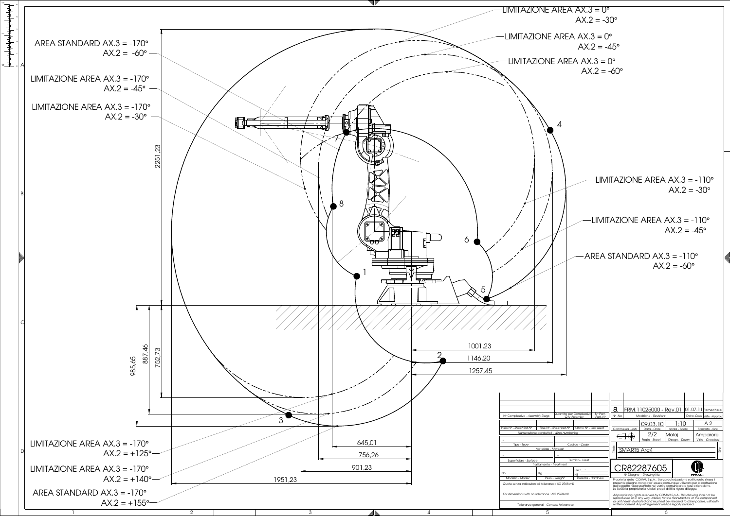LIMITAZIONE AREA AX.3 = 0°
AX.2 = -30°

LIMITAZIONE AREA AX.3 = 0°
AX.2 = -45°

LIMITAZIONE AREA AX.3 = 0°
AX.2 = -60°

AREA STANDARD AX.3 = -170°
AX.2 = -60°

LIMITAZIONE AREA AX.3 = -170°
AX.2 = -45°

LIMITAZIONE AREA AX.3 = -170°
AX.2 = -30°

LIMITAZIONE AREA AX.3 = -110°
AX.2 = -30°

LIMITAZIONE AREA AX.3 = -110°
AX.2 = -45°

AREA STANDARD AX.3 = -110°
AX.2 = -60°

LIMITAZIONE AREA AX.3 = -170°
AX.2 = +125°

LIMITAZIONE AREA AX.3 = -170°
AX.2 = +140°

AREA STANDARD AX.3 = -170°
AX.2 = +155°

2251,23

985,65

887,46

752,73

1001,23

1146,20

1257,45

645,01

756,26

901,23

1951,23

1 2 3 4 5 6 7 8

| | | | |
|---|---|---|---|
| N° Complessivo - *Assembly Dwgs* | Quantita' per Complessivo - *Q.ty Assembly* | N° Part. - *Part. N°* | |
| Inizio N° - *Sheet first N°* | Fine N° - *Sheet last N°* | Ultimo N° - *Last used* | |
| Numerazione conduttori - *Wires numbering* | | | |
| Tipo - *Type* | | Codice - *Code* | |
| Materiale - *Material* | | | |
| Superficiale - *Surface* | | Termico - *Heat* | |
| Trattamento - *Treatment* | | | |
| Modello - *Model* | Peso - *Weight* | Durezza - *Hardness* | |

Quote senza indicazioni di tolleranza : ISO 2768-mK

*For dimensions with no tolerance : ISO 2768-mK*

Tolleranze generali - *General tolerances*

| | | | |
|---|---|---|---|
| a | FRM.11025000 - Rev.01 | 01.07.11 | Pernechele |
| N° - *No.* | Modifiche - *Revisions* | Data - *Date* | Visto - *Approv.* |

| | | | |
|---|---|---|---|
| | 09.03.10 | 1:10 | A 2 |
| Commessa - *Job* | Data - *Date* | Scala - *Scale* | Formato - *Size* |
| | 2/2 | Malaj | Amparore |
| | Foglio - *Sheet* | Design. - *Drawn* | Visto - *Checked* |

Titolo: SMART5 Arc4

CR82287605

N° Disegno - *Drawing No.*

COMAU

Proprieta' della COMAU S.p.A. - Senza autorizzazione scritta della stessa il presente disegno non potra' essere comunque utilizzato per la costruzione dell'oggetto rappresentato ne' venire comunicato a terzi o riprodotto. La Societa' proprietaria tutela i propri diritti a rigore di legge.

*All proprietary rights reserved by COMAU S.p.A.. This drawing shall not be reproduced or in any way utilized, for the manufacture of the component or unit herein illustrated and must not be released to other parties, withouth written consent. Any infringement will be legally pursued.*